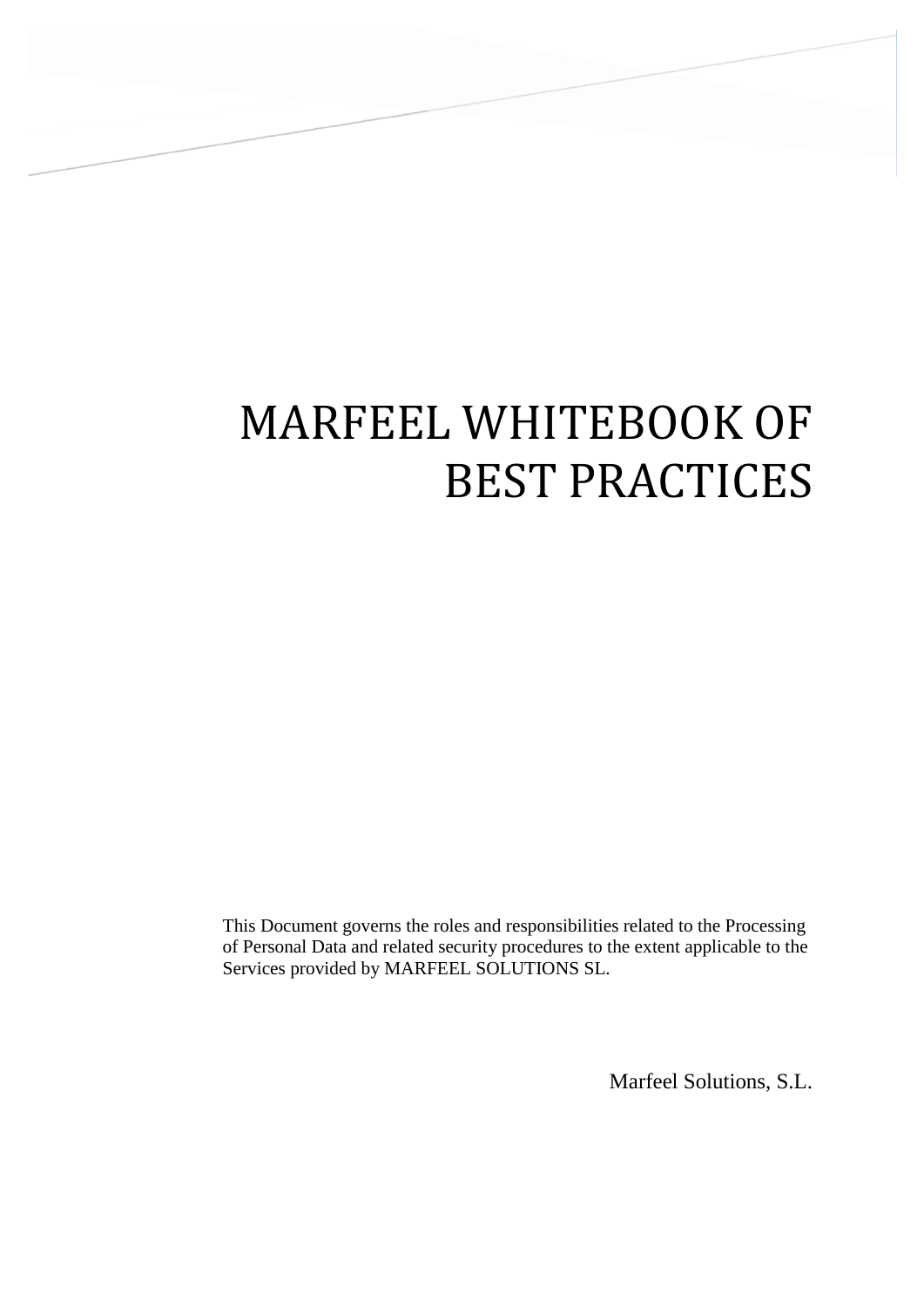# MARFEEL WHITEBOOK OF BEST PRACTICES

This Document governs the roles and responsibilities related to the Processing of Personal Data and related security procedures to the extent applicable to the Services provided by MARFEEL SOLUTIONS SL.

Marfeel Solutions, S.L.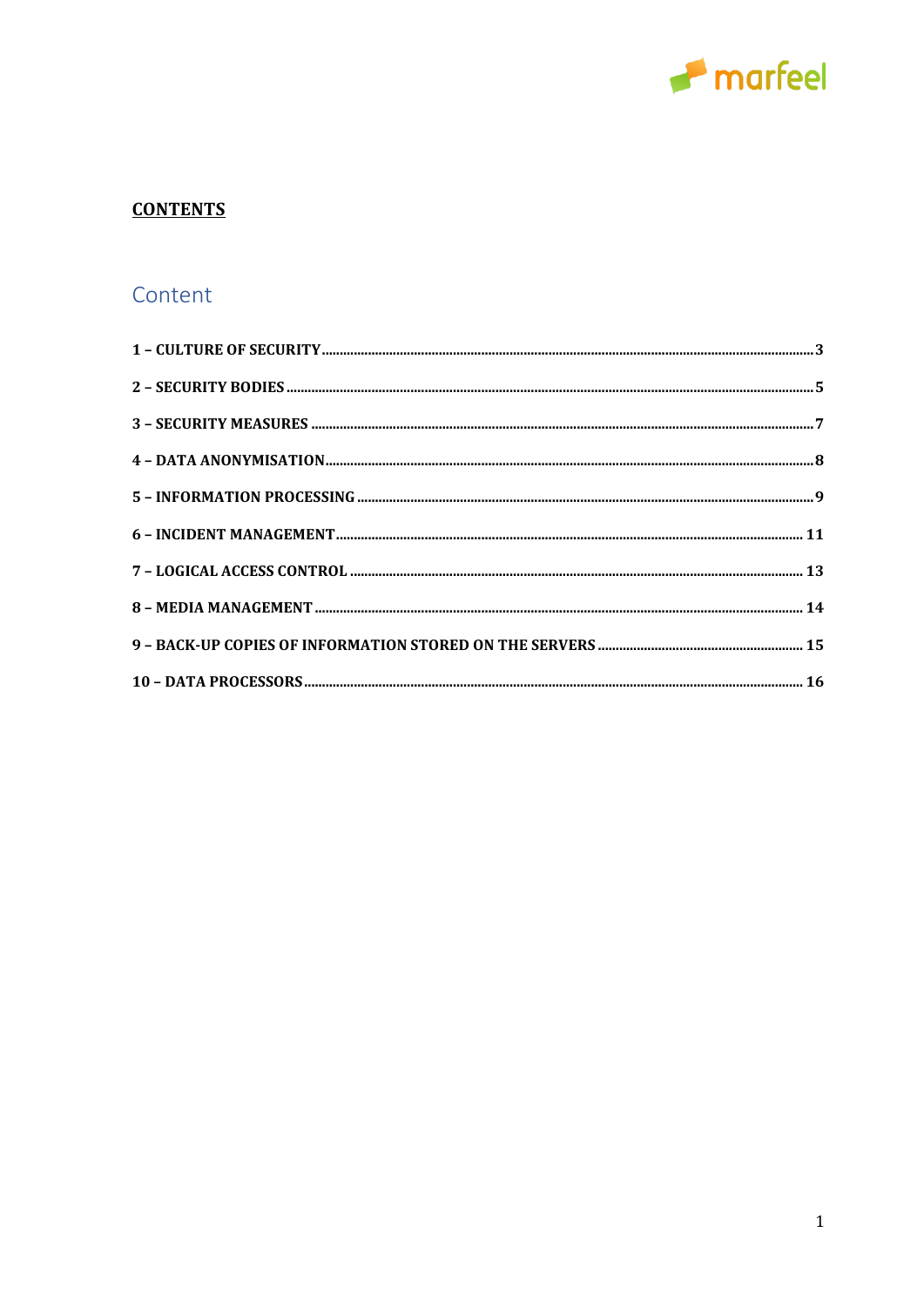**<u>CONTENTS</u>**

## Content

**1 – CULTURE OF SECURITY .......... 3**

**2 – SECURITY BODIES .......... 5**

**3 – SECURITY MEASURES .......... 7**

**4 – DATA ANONYMISATION .......... 8**

**5 – INFORMATION PROCESSING .......... 9**

**6 – INCIDENT MANAGEMENT .......... 11**

**7 – LOGICAL ACCESS CONTROL .......... 13**

**8 – MEDIA MANAGEMENT .......... 14**

**9 – BACK-UP COPIES OF INFORMATION STORED ON THE SERVERS .......... 15**

**10 – DATA PROCESSORS .......... 16**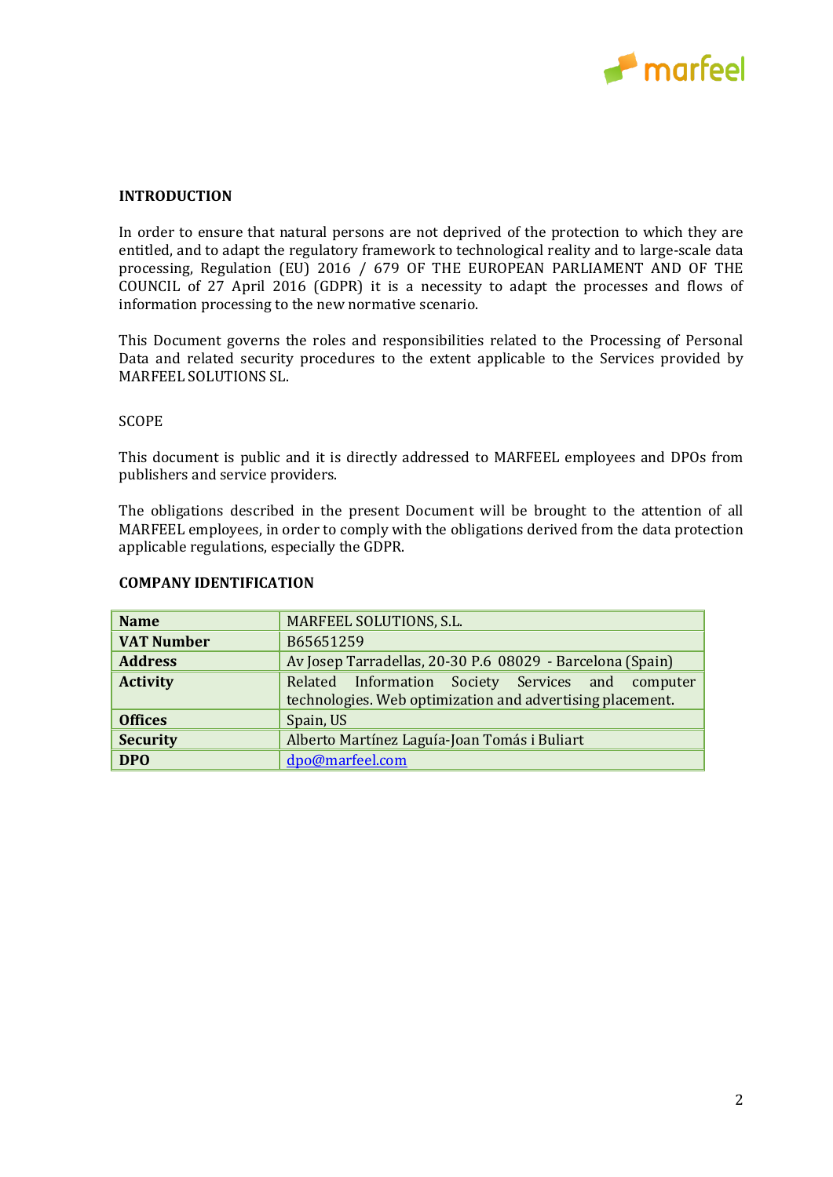## INTRODUCTION

In order to ensure that natural persons are not deprived of the protection to which they are entitled, and to adapt the regulatory framework to technological reality and to large-scale data processing, Regulation (EU) 2016 / 679 OF THE EUROPEAN PARLIAMENT AND OF THE COUNCIL of 27 April 2016 (GDPR) it is a necessity to adapt the processes and flows of information processing to the new normative scenario.

This Document governs the roles and responsibilities related to the Processing of Personal Data and related security procedures to the extent applicable to the Services provided by MARFEEL SOLUTIONS SL.

SCOPE

This document is public and it is directly addressed to MARFEEL employees and DPOs from publishers and service providers.

The obligations described in the present Document will be brought to the attention of all MARFEEL employees, in order to comply with the obligations derived from the data protection applicable regulations, especially the GDPR.

## COMPANY IDENTIFICATION

| | |
|---|---|
| **Name** | MARFEEL SOLUTIONS, S.L. |
| **VAT Number** | B65651259 |
| **Address** | Av Josep Tarradellas, 20-30 P.6 08029 - Barcelona (Spain) |
| **Activity** | Related Information Society Services and computer technologies. Web optimization and advertising placement. |
| **Offices** | Spain, US |
| **Security** | Alberto Martínez Laguía-Joan Tomás i Buliart |
| **DPO** | dpo@marfeel.com |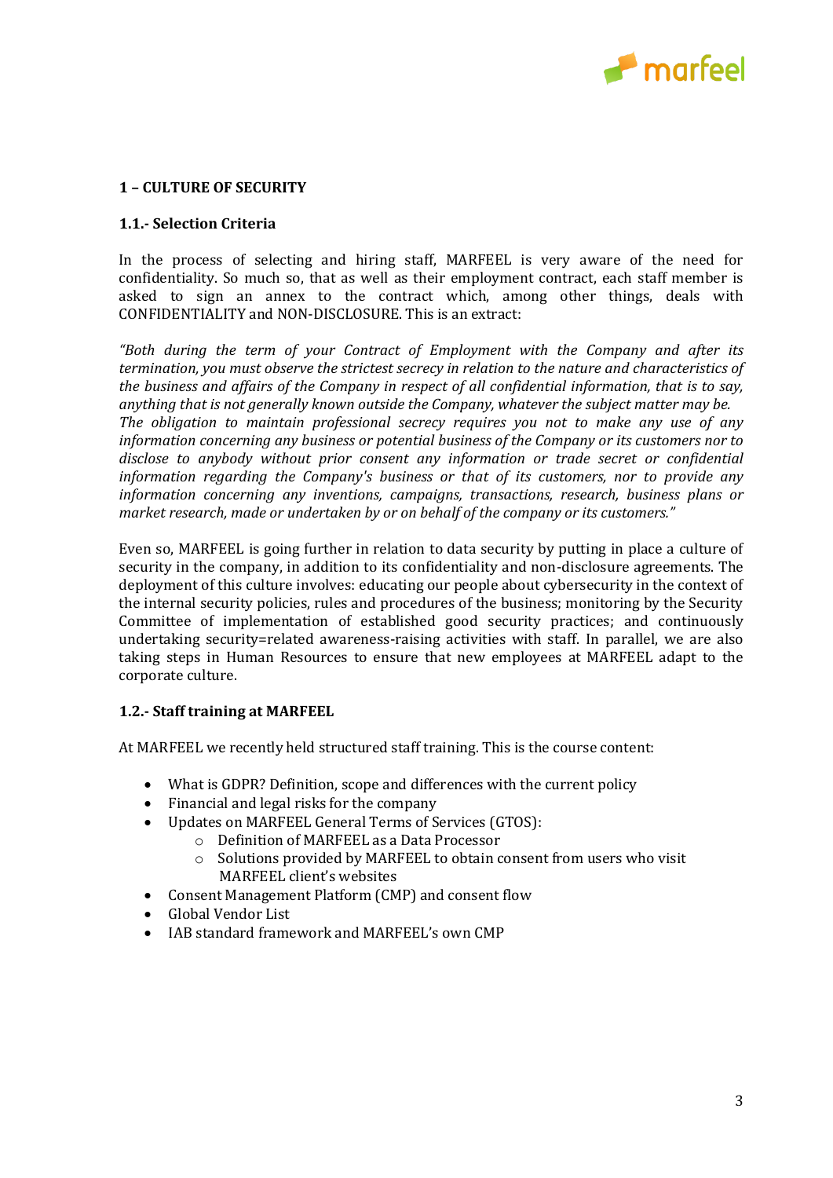## 1 – CULTURE OF SECURITY

### 1.1.- Selection Criteria

In the process of selecting and hiring staff, MARFEEL is very aware of the need for confidentiality. So much so, that as well as their employment contract, each staff member is asked to sign an annex to the contract which, among other things, deals with CONFIDENTIALITY and NON-DISCLOSURE. This is an extract:

*"Both during the term of your Contract of Employment with the Company and after its termination, you must observe the strictest secrecy in relation to the nature and characteristics of the business and affairs of the Company in respect of all confidential information, that is to say, anything that is not generally known outside the Company, whatever the subject matter may be. The obligation to maintain professional secrecy requires you not to make any use of any information concerning any business or potential business of the Company or its customers nor to disclose to anybody without prior consent any information or trade secret or confidential information regarding the Company's business or that of its customers, nor to provide any information concerning any inventions, campaigns, transactions, research, business plans or market research, made or undertaken by or on behalf of the company or its customers."*

Even so, MARFEEL is going further in relation to data security by putting in place a culture of security in the company, in addition to its confidentiality and non-disclosure agreements. The deployment of this culture involves: educating our people about cybersecurity in the context of the internal security policies, rules and procedures of the business; monitoring by the Security Committee of implementation of established good security practices; and continuously undertaking security=related awareness-raising activities with staff. In parallel, we are also taking steps in Human Resources to ensure that new employees at MARFEEL adapt to the corporate culture.

### 1.2.- Staff training at MARFEEL

At MARFEEL we recently held structured staff training. This is the course content:

- What is GDPR? Definition, scope and differences with the current policy
- Financial and legal risks for the company
- Updates on MARFEEL General Terms of Services (GTOS):
  - Definition of MARFEEL as a Data Processor
  - Solutions provided by MARFEEL to obtain consent from users who visit MARFEEL client's websites
- Consent Management Platform (CMP) and consent flow
- Global Vendor List
- IAB standard framework and MARFEEL's own CMP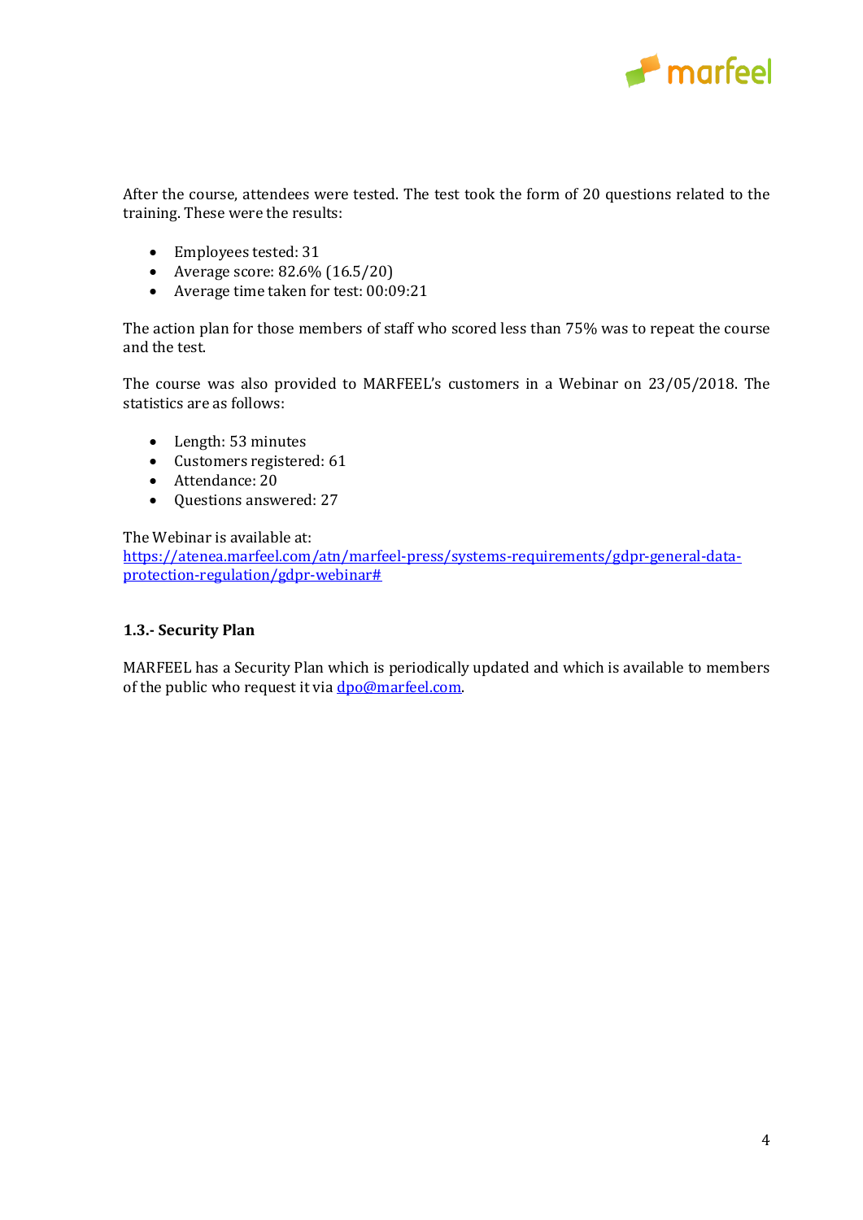After the course, attendees were tested. The test took the form of 20 questions related to the training. These were the results:

- Employees tested: 31
- Average score: 82.6% (16.5/20)
- Average time taken for test: 00:09:21

The action plan for those members of staff who scored less than 75% was to repeat the course and the test.

The course was also provided to MARFEEL's customers in a Webinar on 23/05/2018. The statistics are as follows:

- Length: 53 minutes
- Customers registered: 61
- Attendance: 20
- Questions answered: 27

The Webinar is available at:
[https://atenea.marfeel.com/atn/marfeel-press/systems-requirements/gdpr-general-data-protection-regulation/gdpr-webinar#](https://atenea.marfeel.com/atn/marfeel-press/systems-requirements/gdpr-general-data-protection-regulation/gdpr-webinar#)

### 1.3.- Security Plan

MARFEEL has a Security Plan which is periodically updated and which is available to members of the public who request it via [dpo@marfeel.com](mailto:dpo@marfeel.com).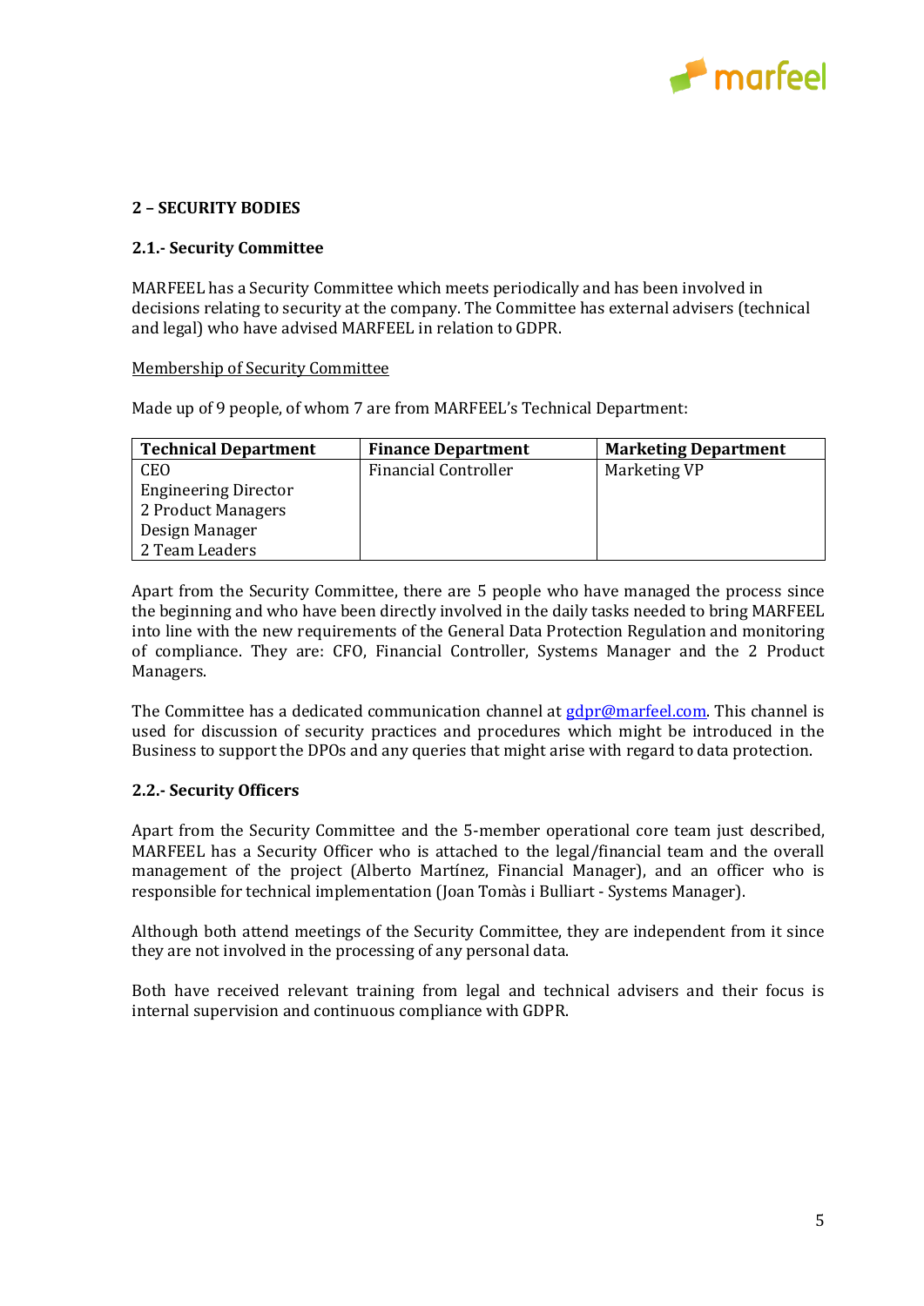## 2 – SECURITY BODIES

### 2.1.- Security Committee

MARFEEL has a Security Committee which meets periodically and has been involved in decisions relating to security at the company. The Committee has external advisers (technical and legal) who have advised MARFEEL in relation to GDPR.

<u>Membership of Security Committee</u>

Made up of 9 people, of whom 7 are from MARFEEL's Technical Department:

| Technical Department | Finance Department | Marketing Department |
|---|---|---|
| CEO<br>Engineering Director<br>2 Product Managers<br>Design Manager<br>2 Team Leaders | Financial Controller | Marketing VP |

Apart from the Security Committee, there are 5 people who have managed the process since the beginning and who have been directly involved in the daily tasks needed to bring MARFEEL into line with the new requirements of the General Data Protection Regulation and monitoring of compliance. They are: CFO, Financial Controller, Systems Manager and the 2 Product Managers.

The Committee has a dedicated communication channel at gdpr@marfeel.com. This channel is used for discussion of security practices and procedures which might be introduced in the Business to support the DPOs and any queries that might arise with regard to data protection.

### 2.2.- Security Officers

Apart from the Security Committee and the 5-member operational core team just described, MARFEEL has a Security Officer who is attached to the legal/financial team and the overall management of the project (Alberto Martínez, Financial Manager), and an officer who is responsible for technical implementation (Joan Tomàs i Bulliart - Systems Manager).

Although both attend meetings of the Security Committee, they are independent from it since they are not involved in the processing of any personal data.

Both have received relevant training from legal and technical advisers and their focus is internal supervision and continuous compliance with GDPR.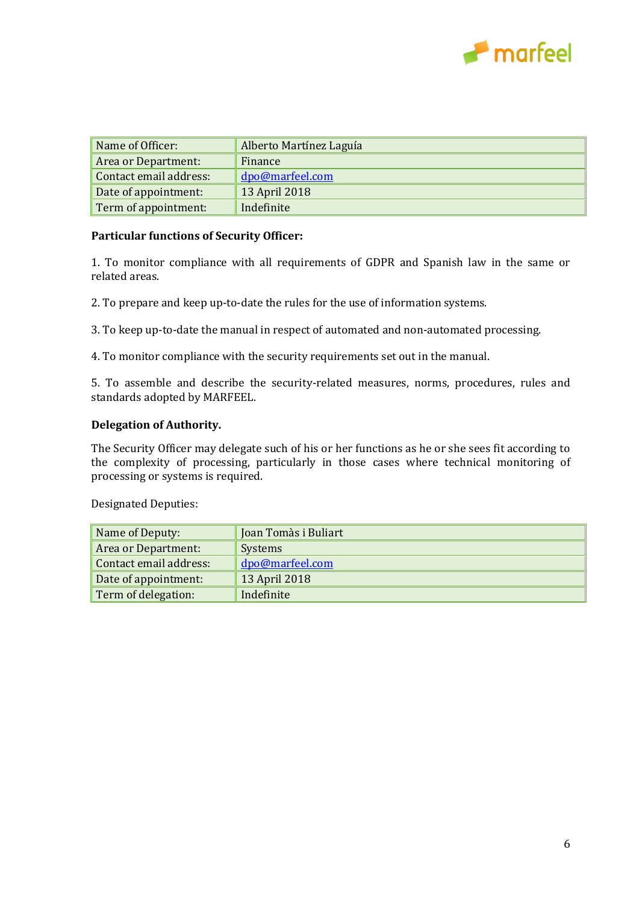| Name of Officer: | Alberto Martínez Laguía |
|---|---|
| Area or Department: | Finance |
| Contact email address: | dpo@marfeel.com |
| Date of appointment: | 13 April 2018 |
| Term of appointment: | Indefinite |

**Particular functions of Security Officer:**

1. To monitor compliance with all requirements of GDPR and Spanish law in the same or related areas.

2. To prepare and keep up-to-date the rules for the use of information systems.

3. To keep up-to-date the manual in respect of automated and non-automated processing.

4. To monitor compliance with the security requirements set out in the manual.

5. To assemble and describe the security-related measures, norms, procedures, rules and standards adopted by MARFEEL.

**Delegation of Authority.**

The Security Officer may delegate such of his or her functions as he or she sees fit according to the complexity of processing, particularly in those cases where technical monitoring of processing or systems is required.

Designated Deputies:

| Name of Deputy: | Joan Tomàs i Buliart |
|---|---|
| Area or Department: | Systems |
| Contact email address: | dpo@marfeel.com |
| Date of appointment: | 13 April 2018 |
| Term of delegation: | Indefinite |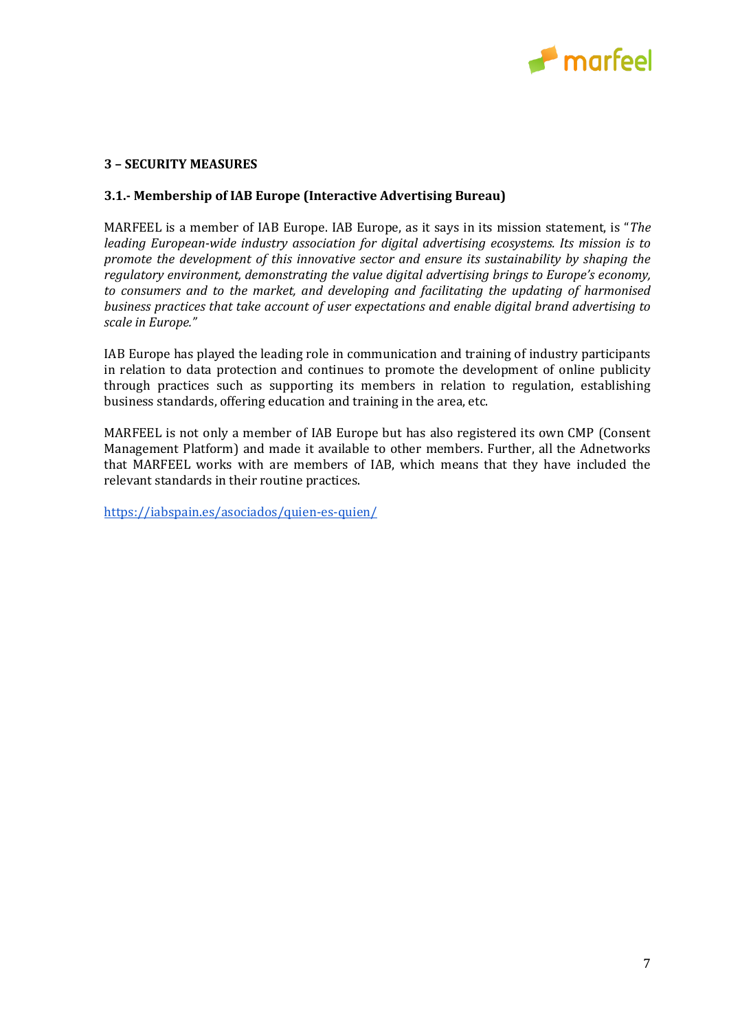## 3 – SECURITY MEASURES

### 3.1.- Membership of IAB Europe (Interactive Advertising Bureau)

MARFEEL is a member of IAB Europe. IAB Europe, as it says in its mission statement, is "*The leading European-wide industry association for digital advertising ecosystems. Its mission is to promote the development of this innovative sector and ensure its sustainability by shaping the regulatory environment, demonstrating the value digital advertising brings to Europe's economy, to consumers and to the market, and developing and facilitating the updating of harmonised business practices that take account of user expectations and enable digital brand advertising to scale in Europe.*"

IAB Europe has played the leading role in communication and training of industry participants in relation to data protection and continues to promote the development of online publicity through practices such as supporting its members in relation to regulation, establishing business standards, offering education and training in the area, etc.

MARFEEL is not only a member of IAB Europe but has also registered its own CMP (Consent Management Platform) and made it available to other members. Further, all the Adnetworks that MARFEEL works with are members of IAB, which means that they have included the relevant standards in their routine practices.

[https://iabspain.es/asociados/quien-es-quien/](https://iabspain.es/asociados/quien-es-quien/)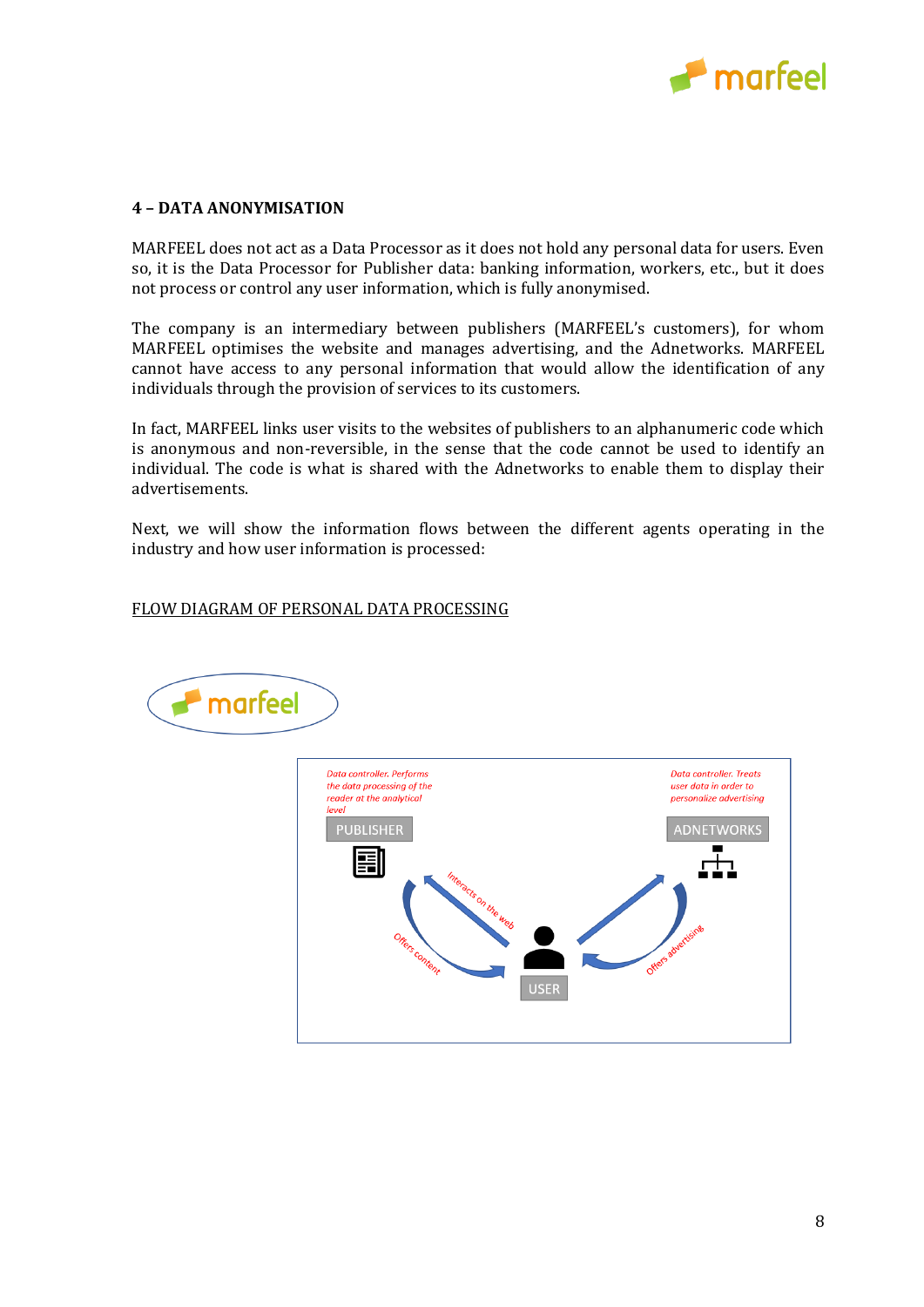## 4 – DATA ANONYMISATION

MARFEEL does not act as a Data Processor as it does not hold any personal data for users. Even so, it is the Data Processor for Publisher data: banking information, workers, etc., but it does not process or control any user information, which is fully anonymised.

The company is an intermediary between publishers (MARFEEL's customers), for whom MARFEEL optimises the website and manages advertising, and the Adnetworks. MARFEEL cannot have access to any personal information that would allow the identification of any individuals through the provision of services to its customers.

In fact, MARFEEL links user visits to the websites of publishers to an alphanumeric code which is anonymous and non-reversible, in the sense that the code cannot be used to identify an individual. The code is what is shared with the Adnetworks to enable them to display their advertisements.

Next, we will show the information flows between the different agents operating in the industry and how user information is processed:

<u>FLOW DIAGRAM OF PERSONAL DATA PROCESSING</u>

marfeel

*Data controller. Performs the data processing of the reader at the analytical level*

PUBLISHER

*Data controller. Treats user data in order to personalize advertising*

ADNETWORKS

Interacts on the web

Offers content

USER

Offers advertising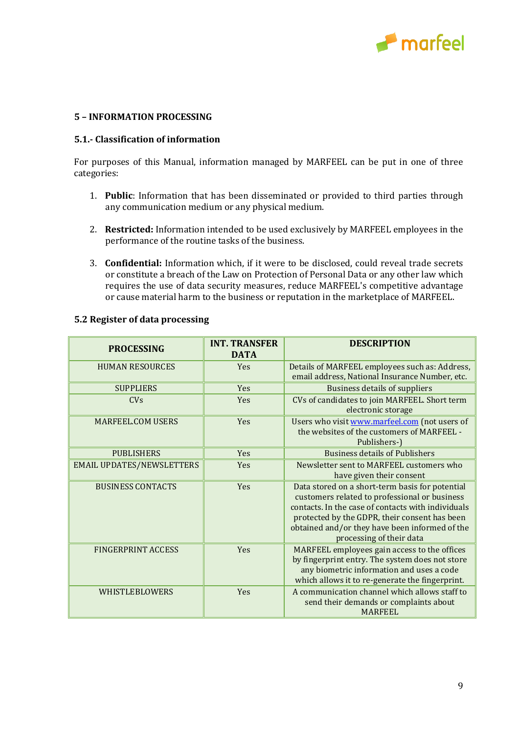## 5 – INFORMATION PROCESSING

### 5.1.- Classification of information

For purposes of this Manual, information managed by MARFEEL can be put in one of three categories:

1. **Public**: Information that has been disseminated or provided to third parties through any communication medium or any physical medium.

2. **Restricted:** Information intended to be used exclusively by MARFEEL employees in the performance of the routine tasks of the business.

3. **Confidential:** Information which, if it were to be disclosed, could reveal trade secrets or constitute a breach of the Law on Protection of Personal Data or any other law which requires the use of data security measures, reduce MARFEEL's competitive advantage or cause material harm to the business or reputation in the marketplace of MARFEEL.

### 5.2 Register of data processing

| PROCESSING | INT. TRANSFER DATA | DESCRIPTION |
|---|---|---|
| HUMAN RESOURCES | Yes | Details of MARFEEL employees such as: Address, email address, National Insurance Number, etc. |
| SUPPLIERS | Yes | Business details of suppliers |
| CVs | Yes | CVs of candidates to join MARFEEL. Short term electronic storage |
| MARFEEL.COM USERS | Yes | Users who visit [www.marfeel.com](http://www.marfeel.com) (not users of the websites of the customers of MARFEEL - Publishers-) |
| PUBLISHERS | Yes | Business details of Publishers |
| EMAIL UPDATES/NEWSLETTERS | Yes | Newsletter sent to MARFEEL customers who have given their consent |
| BUSINESS CONTACTS | Yes | Data stored on a short-term basis for potential customers related to professional or business contacts. In the case of contacts with individuals protected by the GDPR, their consent has been obtained and/or they have been informed of the processing of their data |
| FINGERPRINT ACCESS | Yes | MARFEEL employees gain access to the offices by fingerprint entry. The system does not store any biometric information and uses a code which allows it to re-generate the fingerprint. |
| WHISTLEBLOWERS | Yes | A communication channel which allows staff to send their demands or complaints about MARFEEL |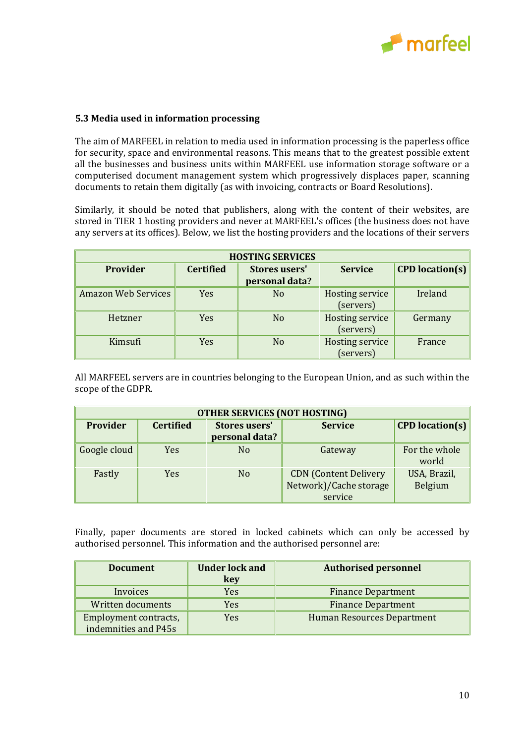### 5.3 Media used in information processing

The aim of MARFEEL in relation to media used in information processing is the paperless office for security, space and environmental reasons. This means that to the greatest possible extent all the businesses and business units within MARFEEL use information storage software or a computerised document management system which progressively displaces paper, scanning documents to retain them digitally (as with invoicing, contracts or Board Resolutions).

Similarly, it should be noted that publishers, along with the content of their websites, are stored in TIER 1 hosting providers and never at MARFEEL's offices (the business does not have any servers at its offices). Below, we list the hosting providers and the locations of their servers

| HOSTING SERVICES | | | | |
|---|---|---|---|---|
| **Provider** | **Certified** | **Stores users' personal data?** | **Service** | **CPD location(s)** |
| Amazon Web Services | Yes | No | Hosting service (servers) | Ireland |
| Hetzner | Yes | No | Hosting service (servers) | Germany |
| Kimsufi | Yes | No | Hosting service (servers) | France |

All MARFEEL servers are in countries belonging to the European Union, and as such within the scope of the GDPR.

| OTHER SERVICES (NOT HOSTING) | | | | |
|---|---|---|---|---|
| **Provider** | **Certified** | **Stores users' personal data?** | **Service** | **CPD location(s)** |
| Google cloud | Yes | No | Gateway | For the whole world |
| Fastly | Yes | No | CDN (Content Delivery Network)/Cache storage service | USA, Brazil, Belgium |

Finally, paper documents are stored in locked cabinets which can only be accessed by authorised personnel. This information and the authorised personnel are:

| Document | Under lock and key | Authorised personnel |
|---|---|---|
| Invoices | Yes | Finance Department |
| Written documents | Yes | Finance Department |
| Employment contracts, indemnities and P45s | Yes | Human Resources Department |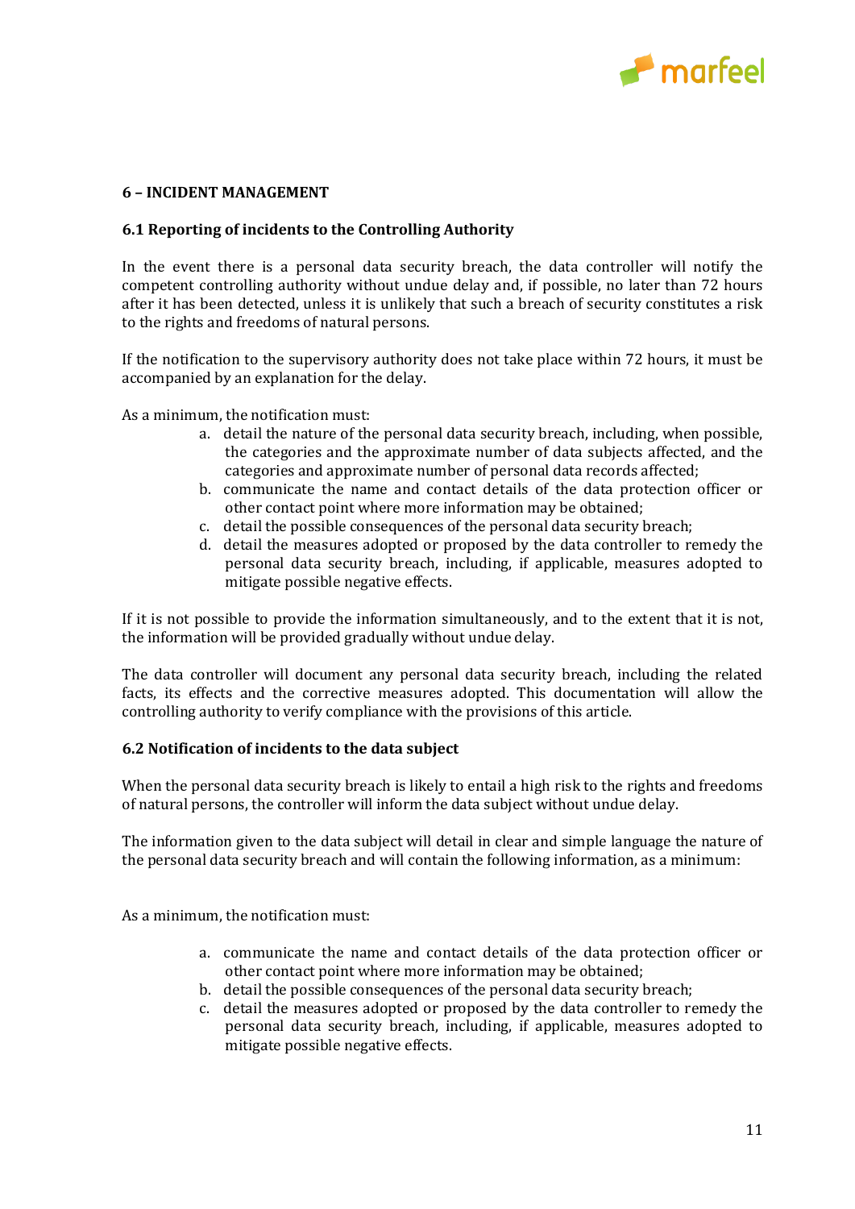## 6 – INCIDENT MANAGEMENT

### 6.1 Reporting of incidents to the Controlling Authority

In the event there is a personal data security breach, the data controller will notify the competent controlling authority without undue delay and, if possible, no later than 72 hours after it has been detected, unless it is unlikely that such a breach of security constitutes a risk to the rights and freedoms of natural persons.

If the notification to the supervisory authority does not take place within 72 hours, it must be accompanied by an explanation for the delay.

As a minimum, the notification must:

a. detail the nature of the personal data security breach, including, when possible, the categories and the approximate number of data subjects affected, and the categories and approximate number of personal data records affected;
b. communicate the name and contact details of the data protection officer or other contact point where more information may be obtained;
c. detail the possible consequences of the personal data security breach;
d. detail the measures adopted or proposed by the data controller to remedy the personal data security breach, including, if applicable, measures adopted to mitigate possible negative effects.

If it is not possible to provide the information simultaneously, and to the extent that it is not, the information will be provided gradually without undue delay.

The data controller will document any personal data security breach, including the related facts, its effects and the corrective measures adopted. This documentation will allow the controlling authority to verify compliance with the provisions of this article.

### 6.2 Notification of incidents to the data subject

When the personal data security breach is likely to entail a high risk to the rights and freedoms of natural persons, the controller will inform the data subject without undue delay.

The information given to the data subject will detail in clear and simple language the nature of the personal data security breach and will contain the following information, as a minimum:

As a minimum, the notification must:

a. communicate the name and contact details of the data protection officer or other contact point where more information may be obtained;
b. detail the possible consequences of the personal data security breach;
c. detail the measures adopted or proposed by the data controller to remedy the personal data security breach, including, if applicable, measures adopted to mitigate possible negative effects.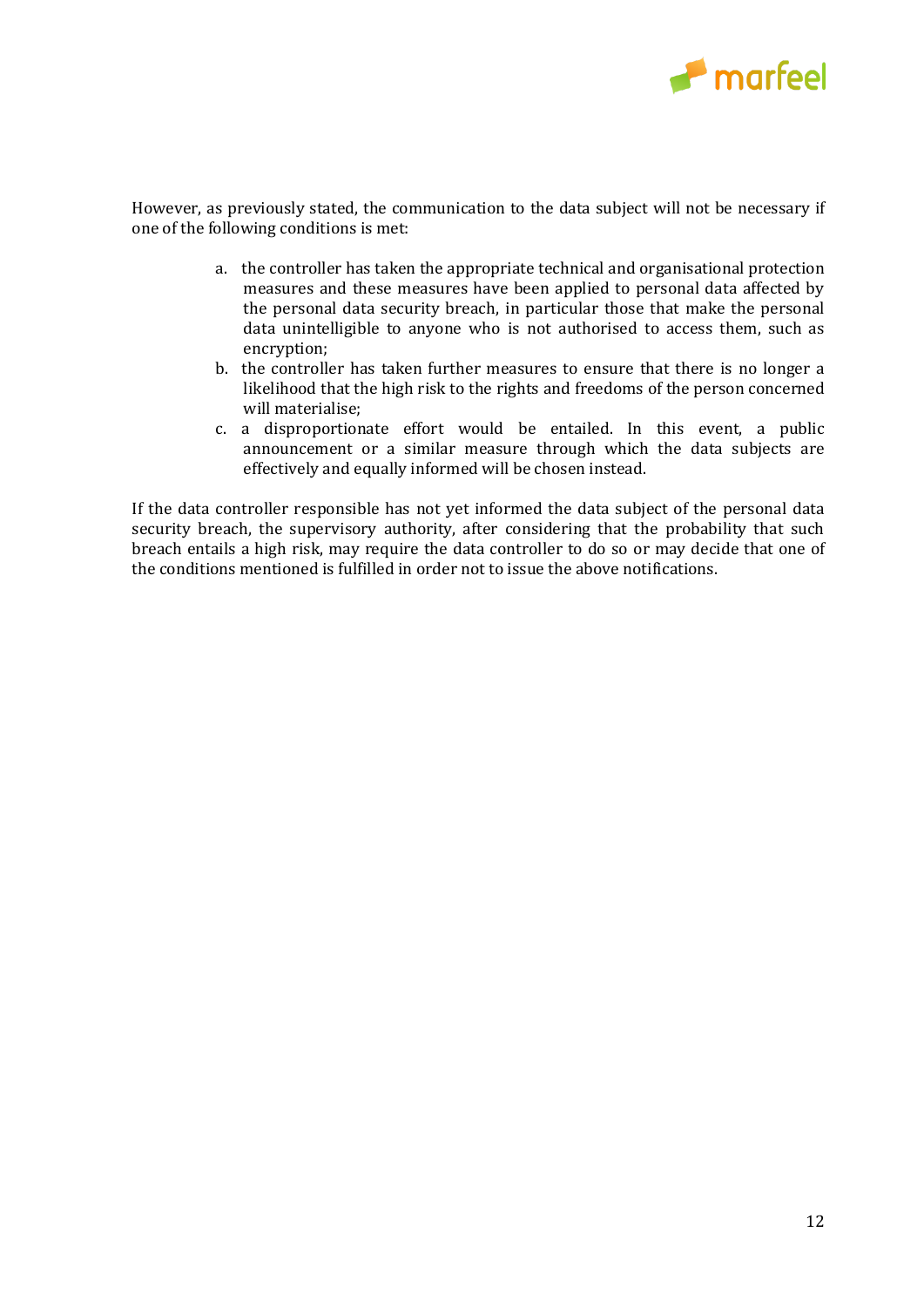However, as previously stated, the communication to the data subject will not be necessary if one of the following conditions is met:

a. the controller has taken the appropriate technical and organisational protection measures and these measures have been applied to personal data affected by the personal data security breach, in particular those that make the personal data unintelligible to anyone who is not authorised to access them, such as encryption;
b. the controller has taken further measures to ensure that there is no longer a likelihood that the high risk to the rights and freedoms of the person concerned will materialise;
c. a disproportionate effort would be entailed. In this event, a public announcement or a similar measure through which the data subjects are effectively and equally informed will be chosen instead.

If the data controller responsible has not yet informed the data subject of the personal data security breach, the supervisory authority, after considering that the probability that such breach entails a high risk, may require the data controller to do so or may decide that one of the conditions mentioned is fulfilled in order not to issue the above notifications.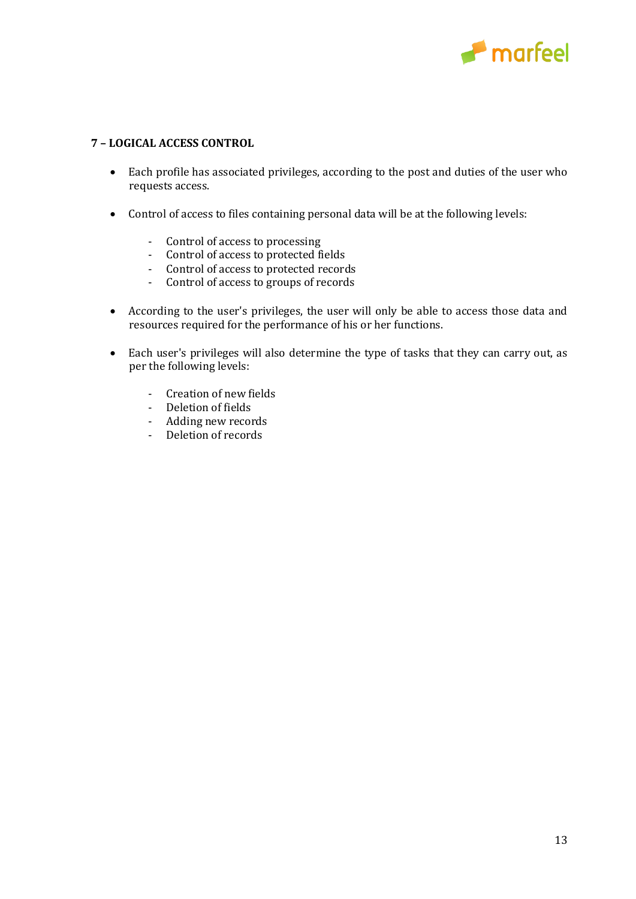## 7 – LOGICAL ACCESS CONTROL

- Each profile has associated privileges, according to the post and duties of the user who requests access.

- Control of access to files containing personal data will be at the following levels:

    - Control of access to processing
    - Control of access to protected fields
    - Control of access to protected records
    - Control of access to groups of records

- According to the user's privileges, the user will only be able to access those data and resources required for the performance of his or her functions.

- Each user's privileges will also determine the type of tasks that they can carry out, as per the following levels:

    - Creation of new fields
    - Deletion of fields
    - Adding new records
    - Deletion of records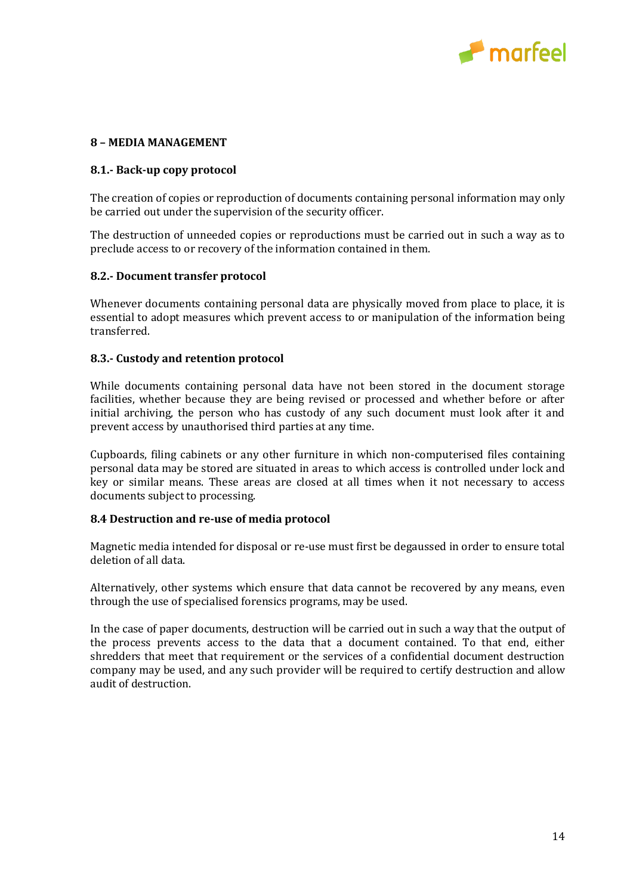## 8 – MEDIA MANAGEMENT

### 8.1.- Back-up copy protocol

The creation of copies or reproduction of documents containing personal information may only be carried out under the supervision of the security officer.

The destruction of unneeded copies or reproductions must be carried out in such a way as to preclude access to or recovery of the information contained in them.

### 8.2.- Document transfer protocol

Whenever documents containing personal data are physically moved from place to place, it is essential to adopt measures which prevent access to or manipulation of the information being transferred.

### 8.3.- Custody and retention protocol

While documents containing personal data have not been stored in the document storage facilities, whether because they are being revised or processed and whether before or after initial archiving, the person who has custody of any such document must look after it and prevent access by unauthorised third parties at any time.

Cupboards, filing cabinets or any other furniture in which non-computerised files containing personal data may be stored are situated in areas to which access is controlled under lock and key or similar means. These areas are closed at all times when it not necessary to access documents subject to processing.

### 8.4 Destruction and re-use of media protocol

Magnetic media intended for disposal or re-use must first be degaussed in order to ensure total deletion of all data.

Alternatively, other systems which ensure that data cannot be recovered by any means, even through the use of specialised forensics programs, may be used.

In the case of paper documents, destruction will be carried out in such a way that the output of the process prevents access to the data that a document contained. To that end, either shredders that meet that requirement or the services of a confidential document destruction company may be used, and any such provider will be required to certify destruction and allow audit of destruction.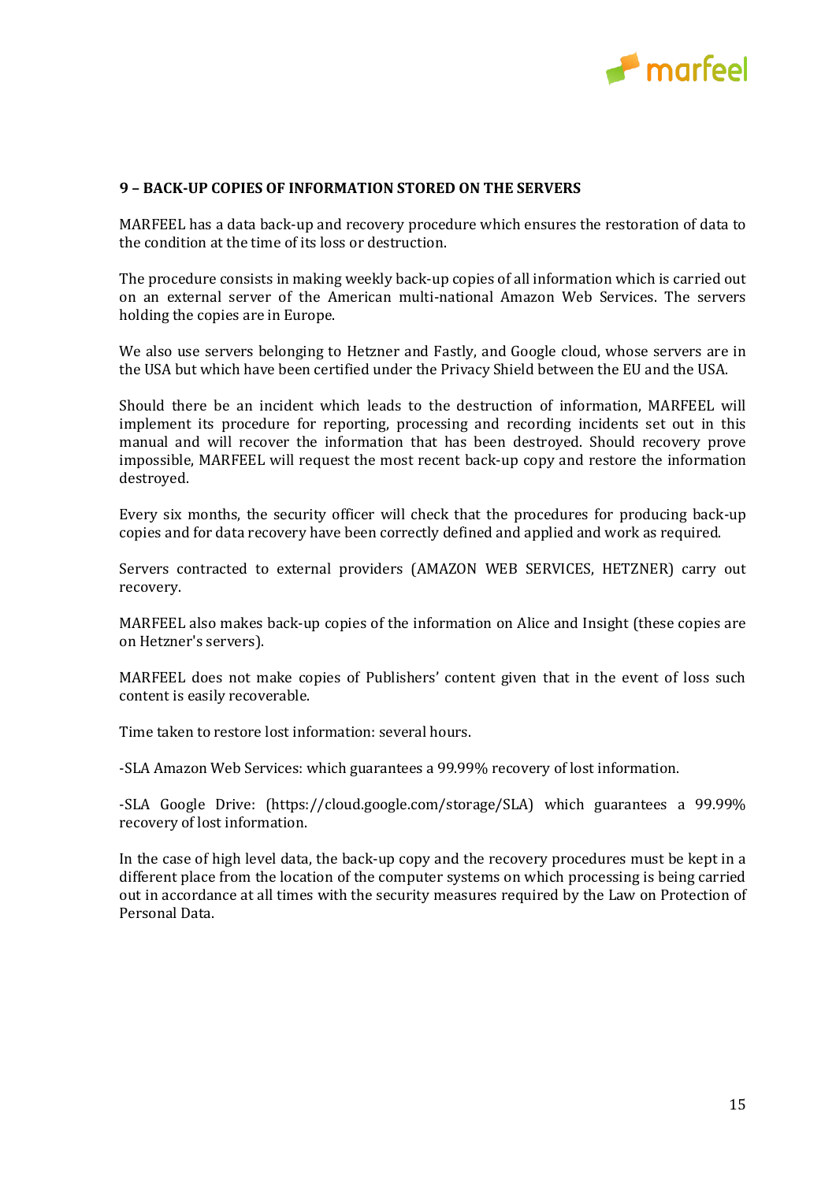## 9 – BACK-UP COPIES OF INFORMATION STORED ON THE SERVERS

MARFEEL has a data back-up and recovery procedure which ensures the restoration of data to the condition at the time of its loss or destruction.

The procedure consists in making weekly back-up copies of all information which is carried out on an external server of the American multi-national Amazon Web Services. The servers holding the copies are in Europe.

We also use servers belonging to Hetzner and Fastly, and Google cloud, whose servers are in the USA but which have been certified under the Privacy Shield between the EU and the USA.

Should there be an incident which leads to the destruction of information, MARFEEL will implement its procedure for reporting, processing and recording incidents set out in this manual and will recover the information that has been destroyed. Should recovery prove impossible, MARFEEL will request the most recent back-up copy and restore the information destroyed.

Every six months, the security officer will check that the procedures for producing back-up copies and for data recovery have been correctly defined and applied and work as required.

Servers contracted to external providers (AMAZON WEB SERVICES, HETZNER) carry out recovery.

MARFEEL also makes back-up copies of the information on Alice and Insight (these copies are on Hetzner's servers).

MARFEEL does not make copies of Publishers' content given that in the event of loss such content is easily recoverable.

Time taken to restore lost information: several hours.

-SLA Amazon Web Services: which guarantees a 99.99% recovery of lost information.

-SLA Google Drive: (https://cloud.google.com/storage/SLA) which guarantees a 99.99% recovery of lost information.

In the case of high level data, the back-up copy and the recovery procedures must be kept in a different place from the location of the computer systems on which processing is being carried out in accordance at all times with the security measures required by the Law on Protection of Personal Data.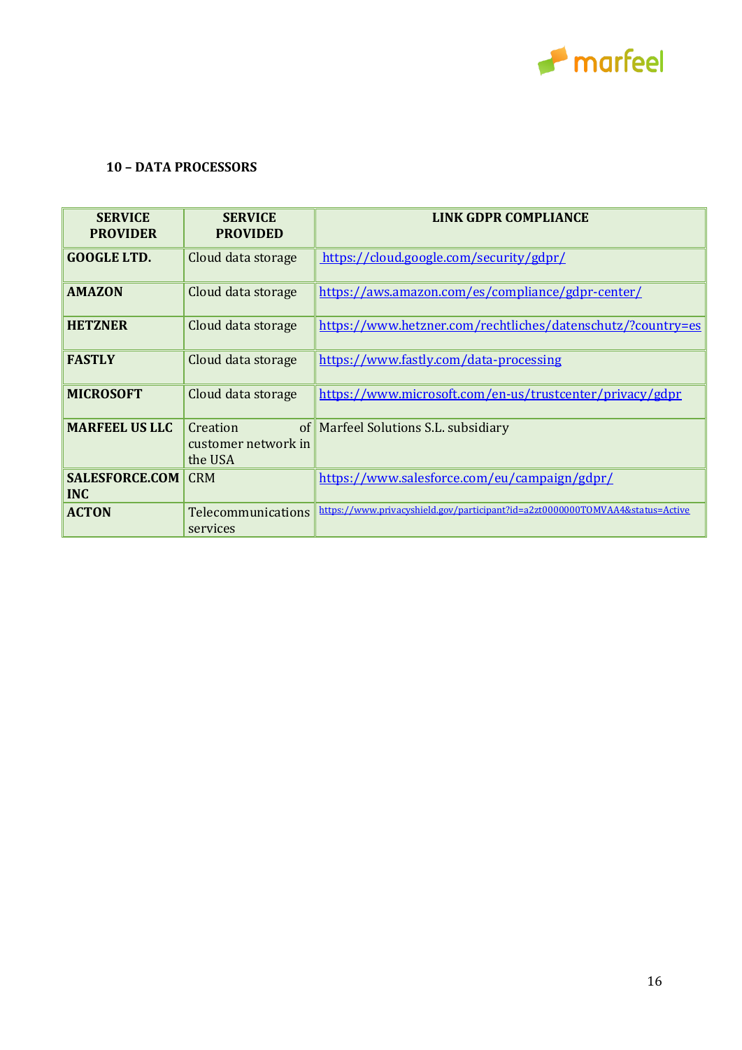## 10 – DATA PROCESSORS

| SERVICE PROVIDER | SERVICE PROVIDED | LINK GDPR COMPLIANCE |
|---|---|---|
| **GOOGLE LTD.** | Cloud data storage | https://cloud.google.com/security/gdpr/ |
| **AMAZON** | Cloud data storage | https://aws.amazon.com/es/compliance/gdpr-center/ |
| **HETZNER** | Cloud data storage | https://www.hetzner.com/rechtliches/datenschutz/?country=es |
| **FASTLY** | Cloud data storage | https://www.fastly.com/data-processing |
| **MICROSOFT** | Cloud data storage | https://www.microsoft.com/en-us/trustcenter/privacy/gdpr |
| **MARFEEL US LLC** | Creation of customer network in the USA | Marfeel Solutions S.L. subsidiary |
| **SALESFORCE.COM INC** | CRM | https://www.salesforce.com/eu/campaign/gdpr/ |
| **ACTON** | Telecommunications services | https://www.privacyshield.gov/participant?id=a2zt0000000TOMVAA4&status=Active |